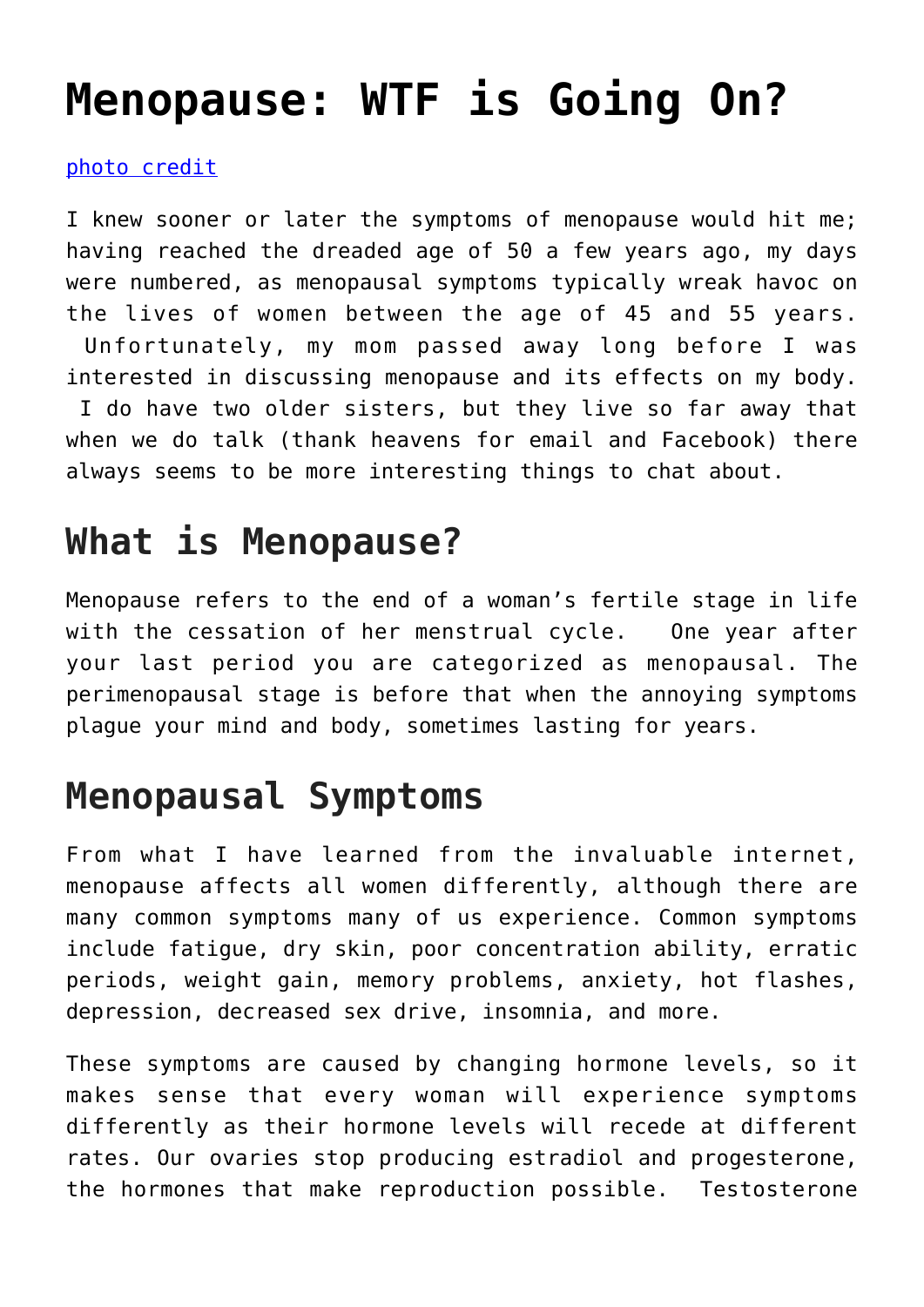# Menopause: WTF is Going On?

[photo credit]

I knew sooner or later the symptoms of menopause would hit me; having reached the dreaded age of 50 a few years ago, my days were numbered, as menopausal symptoms typically wreak havoc on the lives of women between the age of 45 and 55 years. Unfortunately, my mom passed away long before I was interested in discussing menopause and its effects on my body. I do have two older sisters, but they live so far away that when we do talk (thank heavens for email and Facebook) there always seems to be more interesting things to chat about.

## What is Menopause?

Menopause refers to the end of a woman's fertile stage in life with the cessation of her menstrual cycle. One year after your last period you are categorized as menopausal. The perimenopausal stage is before that when the annoying symptoms plague your mind and body, sometimes lasting for years.

## Menopausal Symptoms

From what I have learned from the invaluable internet, menopause affects all women differently, although there are many common symptoms many of us experience. Common symptoms include fatigue, dry skin, poor concentration ability, erratic periods, weight gain, memory problems, anxiety, hot flashes, depression, decreased sex drive, insomnia, and more.

These symptoms are caused by changing hormone levels, so it makes sense that every woman will experience symptoms differently as their hormone levels will recede at different rates. Our ovaries stop producing estradiol and progesterone, the hormones that make reproduction possible. Testosterone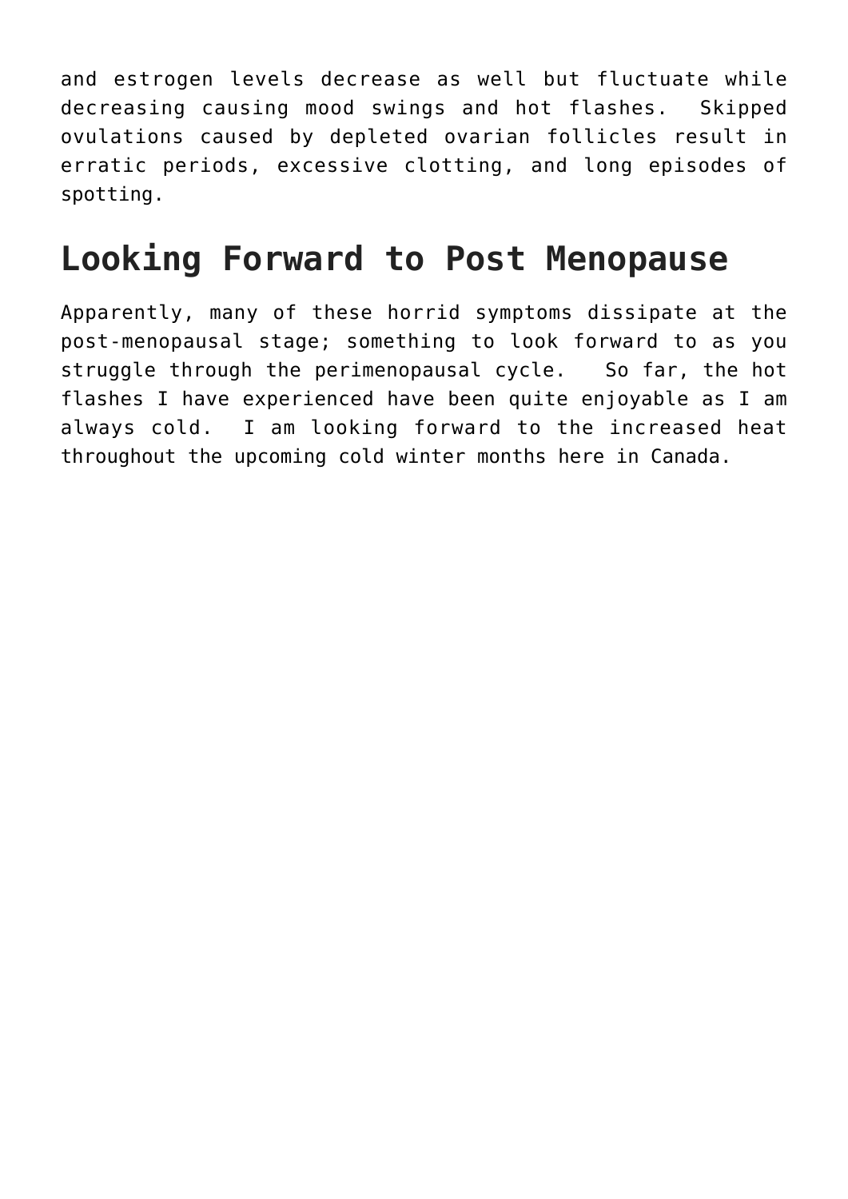and estrogen levels decrease as well but fluctuate while decreasing causing mood swings and hot flashes. Skipped ovulations caused by depleted ovarian follicles result in erratic periods, excessive clotting, and long episodes of spotting.

## Looking Forward to Post Menopause

Apparently, many of these horrid symptoms dissipate at the post-menopausal stage; something to look forward to as you struggle through the perimenopausal cycle. So far, the hot flashes I have experienced have been quite enjoyable as I am always cold. I am looking forward to the increased heat throughout the upcoming cold winter months here in Canada.